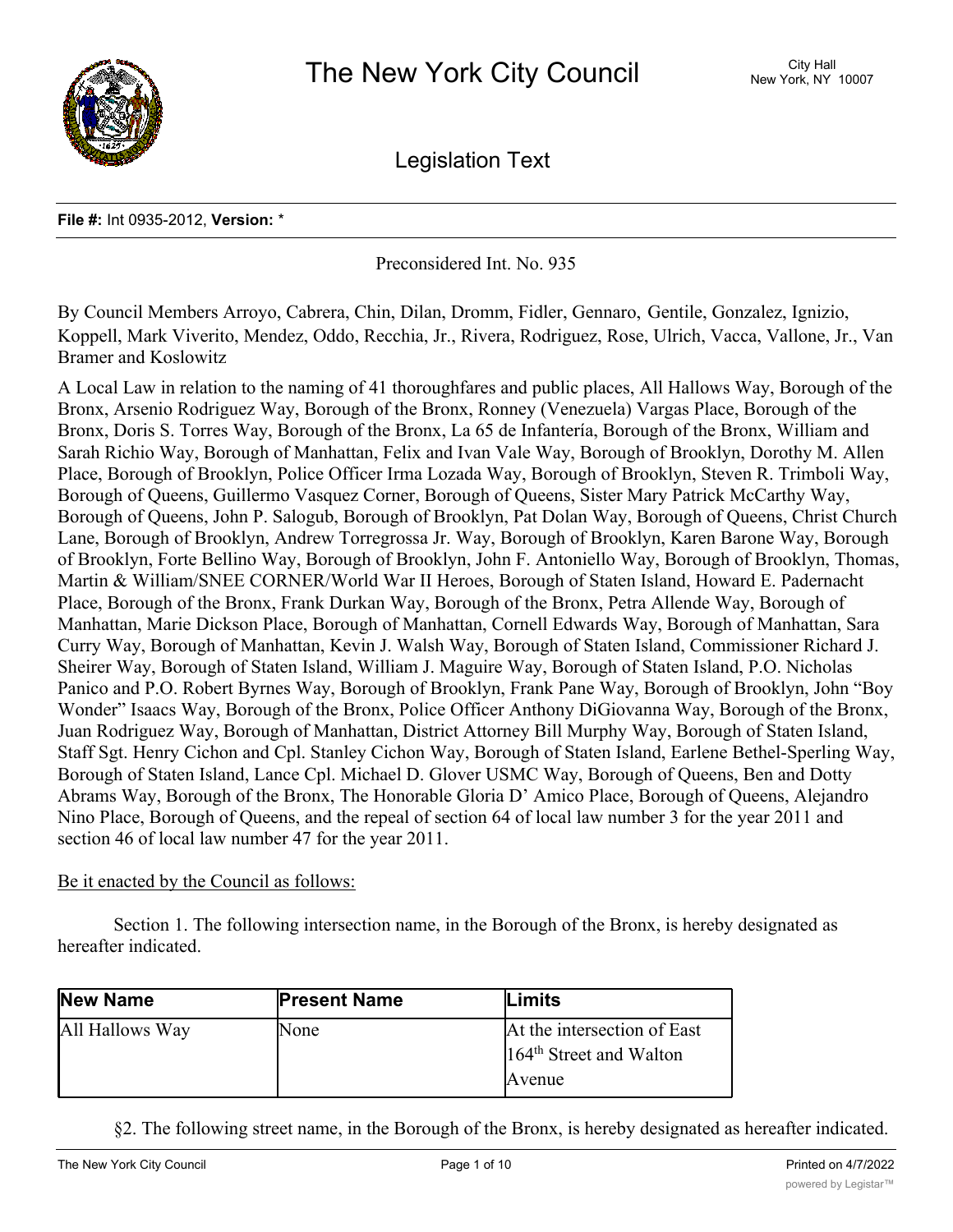# The New York City Council

City Hall
New York, NY 10007

## Legislation Text

**File #:** Int 0935-2012, **Version:** *

Preconsidered Int. No. 935

By Council Members Arroyo, Cabrera, Chin, Dilan, Dromm, Fidler, Gennaro, Gentile, Gonzalez, Ignizio, Koppell, Mark Viverito, Mendez, Oddo, Recchia, Jr., Rivera, Rodriguez, Rose, Ulrich, Vacca, Vallone, Jr., Van Bramer and Koslowitz

A Local Law in relation to the naming of 41 thoroughfares and public places, All Hallows Way, Borough of the Bronx, Arsenio Rodriguez Way, Borough of the Bronx, Ronney (Venezuela) Vargas Place, Borough of the Bronx, Doris S. Torres Way, Borough of the Bronx, La 65 de Infantería, Borough of the Bronx, William and Sarah Richio Way, Borough of Manhattan, Felix and Ivan Vale Way, Borough of Brooklyn, Dorothy M. Allen Place, Borough of Brooklyn, Police Officer Irma Lozada Way, Borough of Brooklyn, Steven R. Trimboli Way, Borough of Queens, Guillermo Vasquez Corner, Borough of Queens, Sister Mary Patrick McCarthy Way, Borough of Queens, John P. Salogub, Borough of Brooklyn, Pat Dolan Way, Borough of Queens, Christ Church Lane, Borough of Brooklyn, Andrew Torregrossa Jr. Way, Borough of Brooklyn, Karen Barone Way, Borough of Brooklyn, Forte Bellino Way, Borough of Brooklyn, John F. Antoniello Way, Borough of Brooklyn, Thomas, Martin & William/SNEE CORNER/World War II Heroes, Borough of Staten Island, Howard E. Padernacht Place, Borough of the Bronx, Frank Durkan Way, Borough of the Bronx, Petra Allende Way, Borough of Manhattan, Marie Dickson Place, Borough of Manhattan, Cornell Edwards Way, Borough of Manhattan, Sara Curry Way, Borough of Manhattan, Kevin J. Walsh Way, Borough of Staten Island, Commissioner Richard J. Sheirer Way, Borough of Staten Island, William J. Maguire Way, Borough of Staten Island, P.O. Nicholas Panico and P.O. Robert Byrnes Way, Borough of Brooklyn, Frank Pane Way, Borough of Brooklyn, John "Boy Wonder" Isaacs Way, Borough of the Bronx, Police Officer Anthony DiGiovanna Way, Borough of the Bronx, Juan Rodriguez Way, Borough of Manhattan, District Attorney Bill Murphy Way, Borough of Staten Island, Staff Sgt. Henry Cichon and Cpl. Stanley Cichon Way, Borough of Staten Island, Earlene Bethel-Sperling Way, Borough of Staten Island, Lance Cpl. Michael D. Glover USMC Way, Borough of Queens, Ben and Dotty Abrams Way, Borough of the Bronx, The Honorable Gloria D' Amico Place, Borough of Queens, Alejandro Nino Place, Borough of Queens, and the repeal of section 64 of local law number 3 for the year 2011 and section 46 of local law number 47 for the year 2011.

Be it enacted by the Council as follows:

Section 1. The following intersection name, in the Borough of the Bronx, is hereby designated as hereafter indicated.

| New Name | Present Name | Limits |
|---|---|---|
| All Hallows Way | None | At the intersection of East 164th Street and Walton Avenue |

§2. The following street name, in the Borough of the Bronx, is hereby designated as hereafter indicated.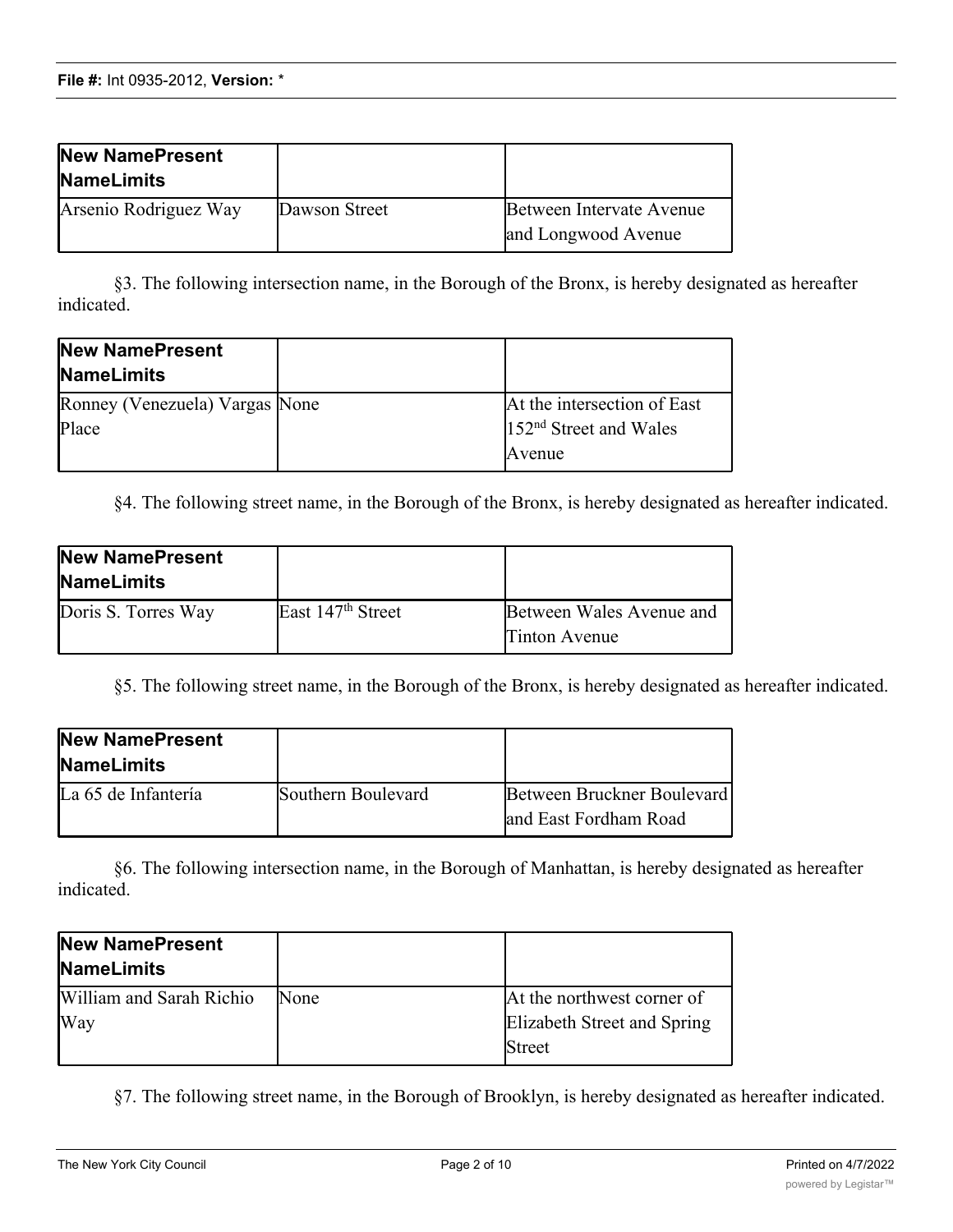| New NamePresent NameLimits | | |
|---|---|---|
| Arsenio Rodriguez Way | Dawson Street | Between Intervate Avenue and Longwood Avenue |

§3. The following intersection name, in the Borough of the Bronx, is hereby designated as hereafter indicated.

| New NamePresent NameLimits | | |
|---|---|---|
| Ronney (Venezuela) Vargas Place | None | At the intersection of East 152nd Street and Wales Avenue |

§4. The following street name, in the Borough of the Bronx, is hereby designated as hereafter indicated.

| New NamePresent NameLimits | | |
|---|---|---|
| Doris S. Torres Way | East 147th Street | Between Wales Avenue and Tinton Avenue |

§5. The following street name, in the Borough of the Bronx, is hereby designated as hereafter indicated.

| New NamePresent NameLimits | | |
|---|---|---|
| La 65 de Infantería | Southern Boulevard | Between Bruckner Boulevard and East Fordham Road |

§6. The following intersection name, in the Borough of Manhattan, is hereby designated as hereafter indicated.

| New NamePresent NameLimits | | |
|---|---|---|
| William and Sarah Richio Way | None | At the northwest corner of Elizabeth Street and Spring Street |

§7. The following street name, in the Borough of Brooklyn, is hereby designated as hereafter indicated.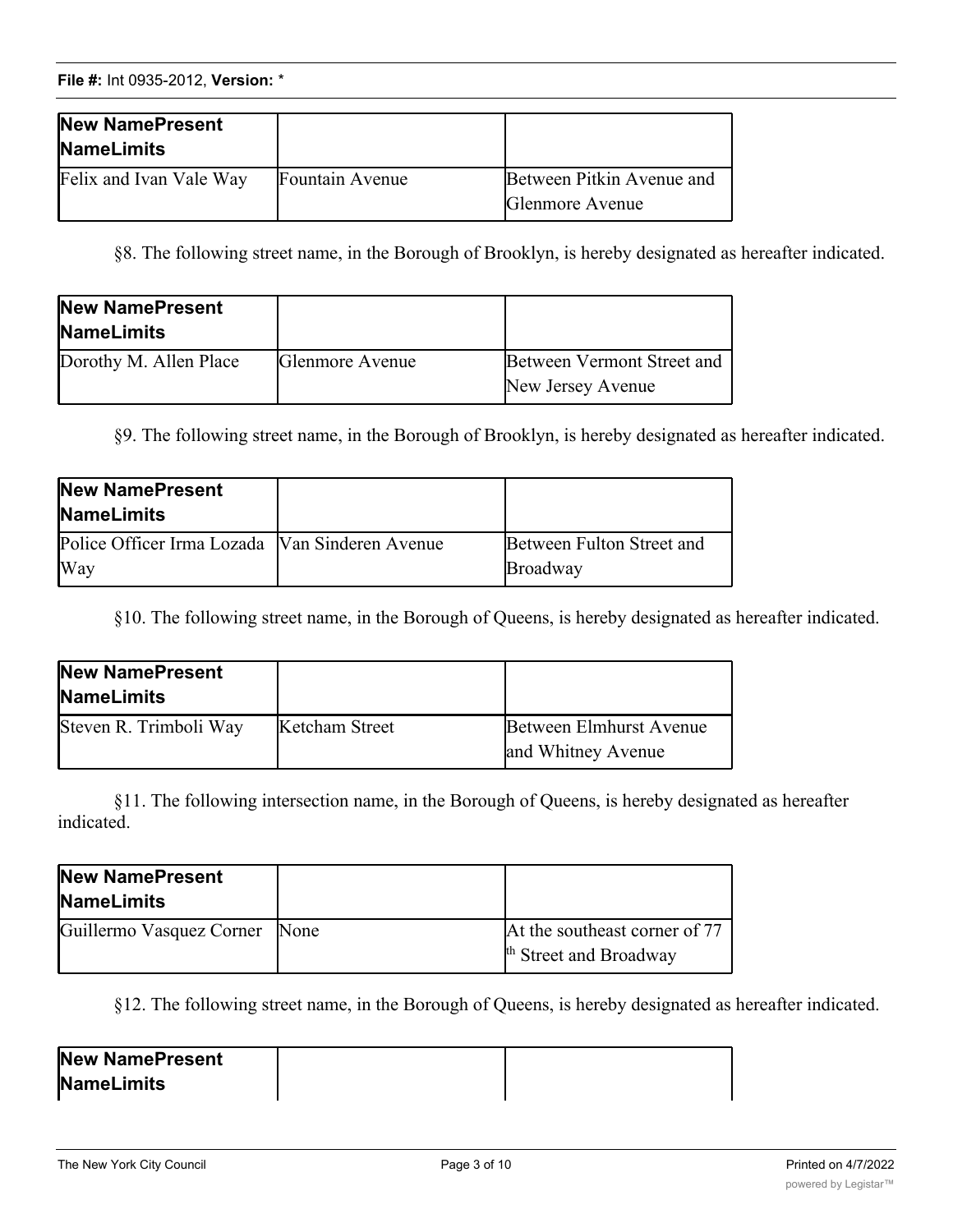| New NamePresent NameLimits | | |
|---|---|---|
| Felix and Ivan Vale Way | Fountain Avenue | Between Pitkin Avenue and Glenmore Avenue |

§8. The following street name, in the Borough of Brooklyn, is hereby designated as hereafter indicated.

| New NamePresent NameLimits | | |
|---|---|---|
| Dorothy M. Allen Place | Glenmore Avenue | Between Vermont Street and New Jersey Avenue |

§9. The following street name, in the Borough of Brooklyn, is hereby designated as hereafter indicated.

| New NamePresent NameLimits | | |
|---|---|---|
| Police Officer Irma Lozada Way | Van Sinderen Avenue | Between Fulton Street and Broadway |

§10. The following street name, in the Borough of Queens, is hereby designated as hereafter indicated.

| New NamePresent NameLimits | | |
|---|---|---|
| Steven R. Trimboli Way | Ketcham Street | Between Elmhurst Avenue and Whitney Avenue |

§11. The following intersection name, in the Borough of Queens, is hereby designated as hereafter indicated.

| New NamePresent NameLimits | | |
|---|---|---|
| Guillermo Vasquez Corner | None | At the southeast corner of 77 th Street and Broadway |

§12. The following street name, in the Borough of Queens, is hereby designated as hereafter indicated.

| New NamePresent NameLimits | | |
|---|---|---|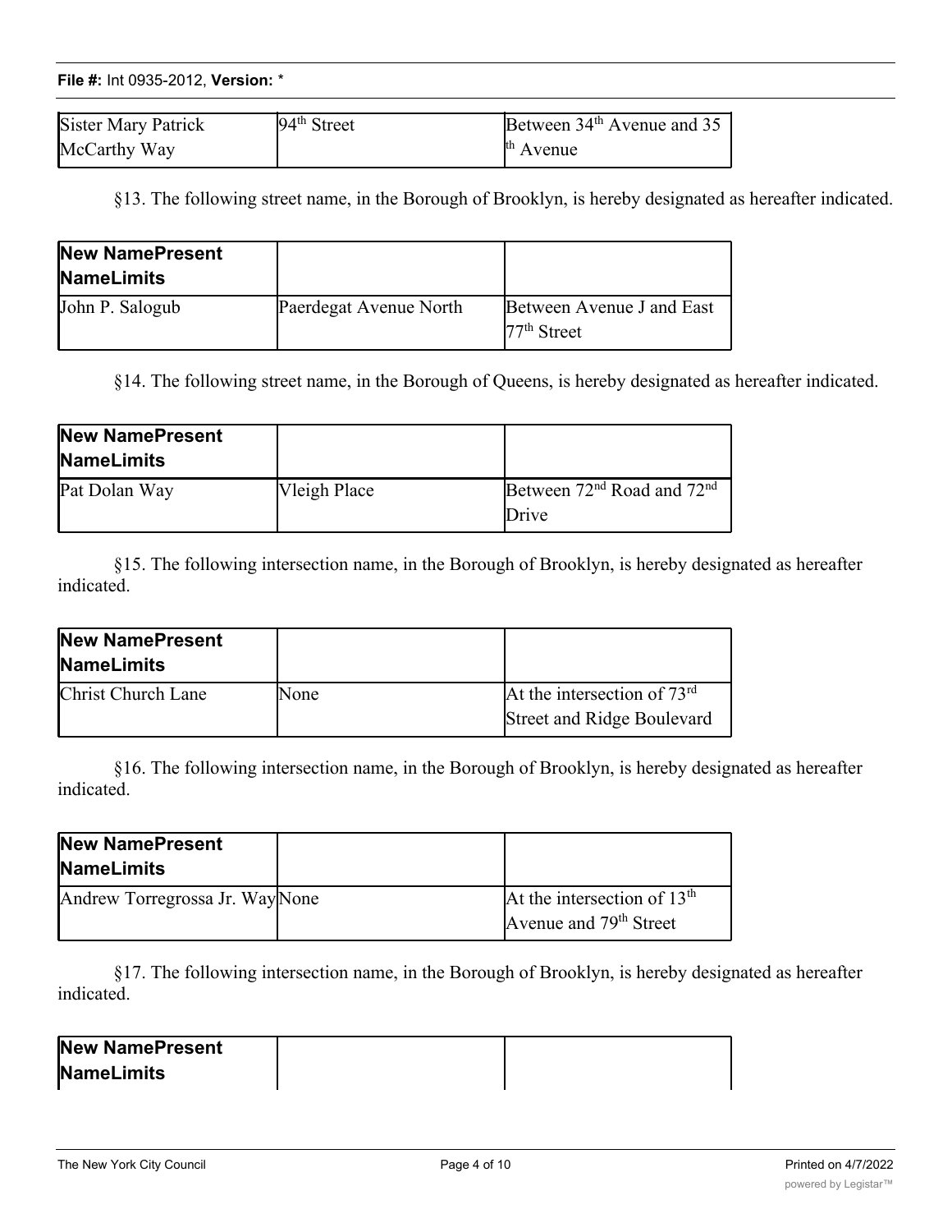| Sister Mary Patrick McCarthy Way | 94th Street | Between 34th Avenue and 35th Avenue |
|---|---|---|

§13. The following street name, in the Borough of Brooklyn, is hereby designated as hereafter indicated.

| New NamePresent NameLimits | | |
|---|---|---|
| John P. Salogub | Paerdegat Avenue North | Between Avenue J and East 77th Street |

§14. The following street name, in the Borough of Queens, is hereby designated as hereafter indicated.

| New NamePresent NameLimits | | |
|---|---|---|
| Pat Dolan Way | Vleigh Place | Between 72nd Road and 72nd Drive |

§15. The following intersection name, in the Borough of Brooklyn, is hereby designated as hereafter indicated.

| New NamePresent NameLimits | | |
|---|---|---|
| Christ Church Lane | None | At the intersection of 73rd Street and Ridge Boulevard |

§16. The following intersection name, in the Borough of Brooklyn, is hereby designated as hereafter indicated.

| New NamePresent NameLimits | | |
|---|---|---|
| Andrew Torregrossa Jr. Way | None | At the intersection of 13th Avenue and 79th Street |

§17. The following intersection name, in the Borough of Brooklyn, is hereby designated as hereafter indicated.

| New NamePresent NameLimits | | |
|---|---|---|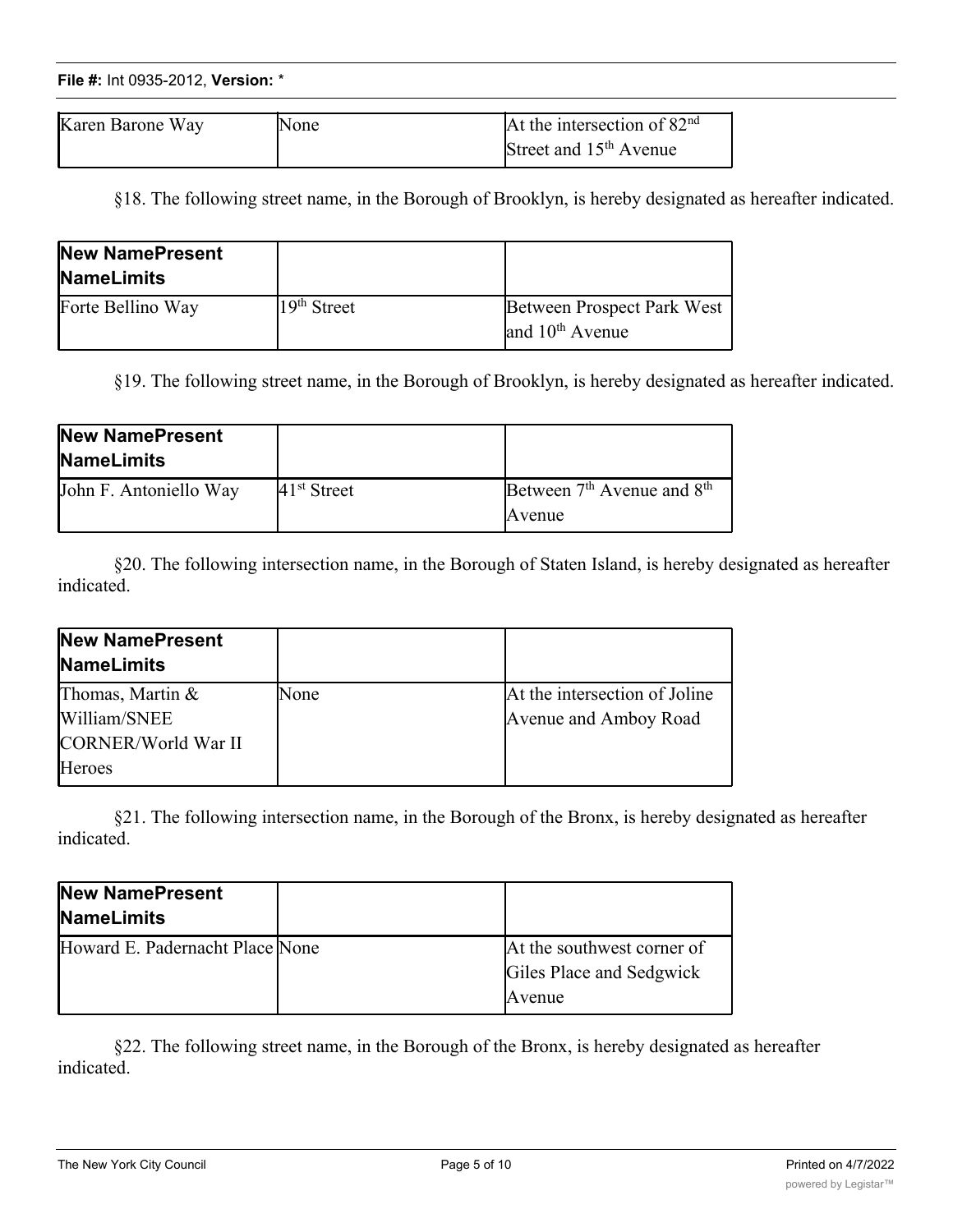| Karen Barone Way | None | At the intersection of 82nd Street and 15th Avenue |
|---|---|---|

§18. The following street name, in the Borough of Brooklyn, is hereby designated as hereafter indicated.

| New NamePresent NameLimits | | |
|---|---|---|
| Forte Bellino Way | 19th Street | Between Prospect Park West and 10th Avenue |

§19. The following street name, in the Borough of Brooklyn, is hereby designated as hereafter indicated.

| New NamePresent NameLimits | | |
|---|---|---|
| John F. Antoniello Way | 41st Street | Between 7th Avenue and 8th Avenue |

§20. The following intersection name, in the Borough of Staten Island, is hereby designated as hereafter indicated.

| New NamePresent NameLimits | | |
|---|---|---|
| Thomas, Martin & William/SNEE CORNER/World War II Heroes | None | At the intersection of Joline Avenue and Amboy Road |

§21. The following intersection name, in the Borough of the Bronx, is hereby designated as hereafter indicated.

| New NamePresent NameLimits | | |
|---|---|---|
| Howard E. Padernacht Place | None | At the southwest corner of Giles Place and Sedgwick Avenue |

§22. The following street name, in the Borough of the Bronx, is hereby designated as hereafter indicated.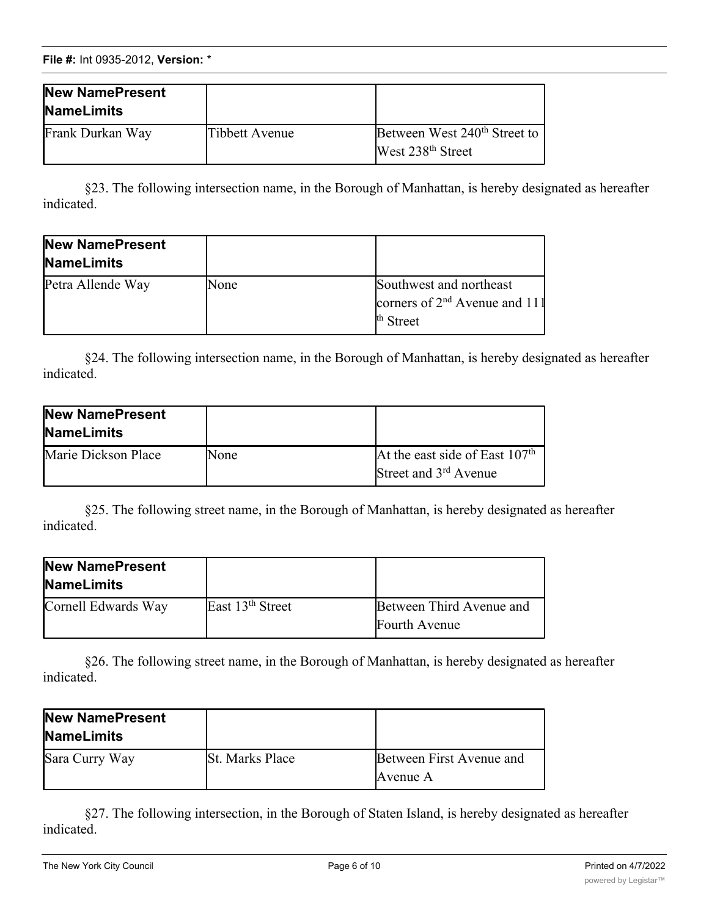| New NamePresent NameLimits | | |
|---|---|---|
| Frank Durkan Way | Tibbett Avenue | Between West 240th Street to West 238th Street |

§23. The following intersection name, in the Borough of Manhattan, is hereby designated as hereafter indicated.

| New NamePresent NameLimits | | |
|---|---|---|
| Petra Allende Way | None | Southwest and northeast corners of 2nd Avenue and 111th Street |

§24. The following intersection name, in the Borough of Manhattan, is hereby designated as hereafter indicated.

| New NamePresent NameLimits | | |
|---|---|---|
| Marie Dickson Place | None | At the east side of East 107th Street and 3rd Avenue |

§25. The following street name, in the Borough of Manhattan, is hereby designated as hereafter indicated.

| New NamePresent NameLimits | | |
|---|---|---|
| Cornell Edwards Way | East 13th Street | Between Third Avenue and Fourth Avenue |

§26. The following street name, in the Borough of Manhattan, is hereby designated as hereafter indicated.

| New NamePresent NameLimits | | |
|---|---|---|
| Sara Curry Way | St. Marks Place | Between First Avenue and Avenue A |

§27. The following intersection, in the Borough of Staten Island, is hereby designated as hereafter indicated.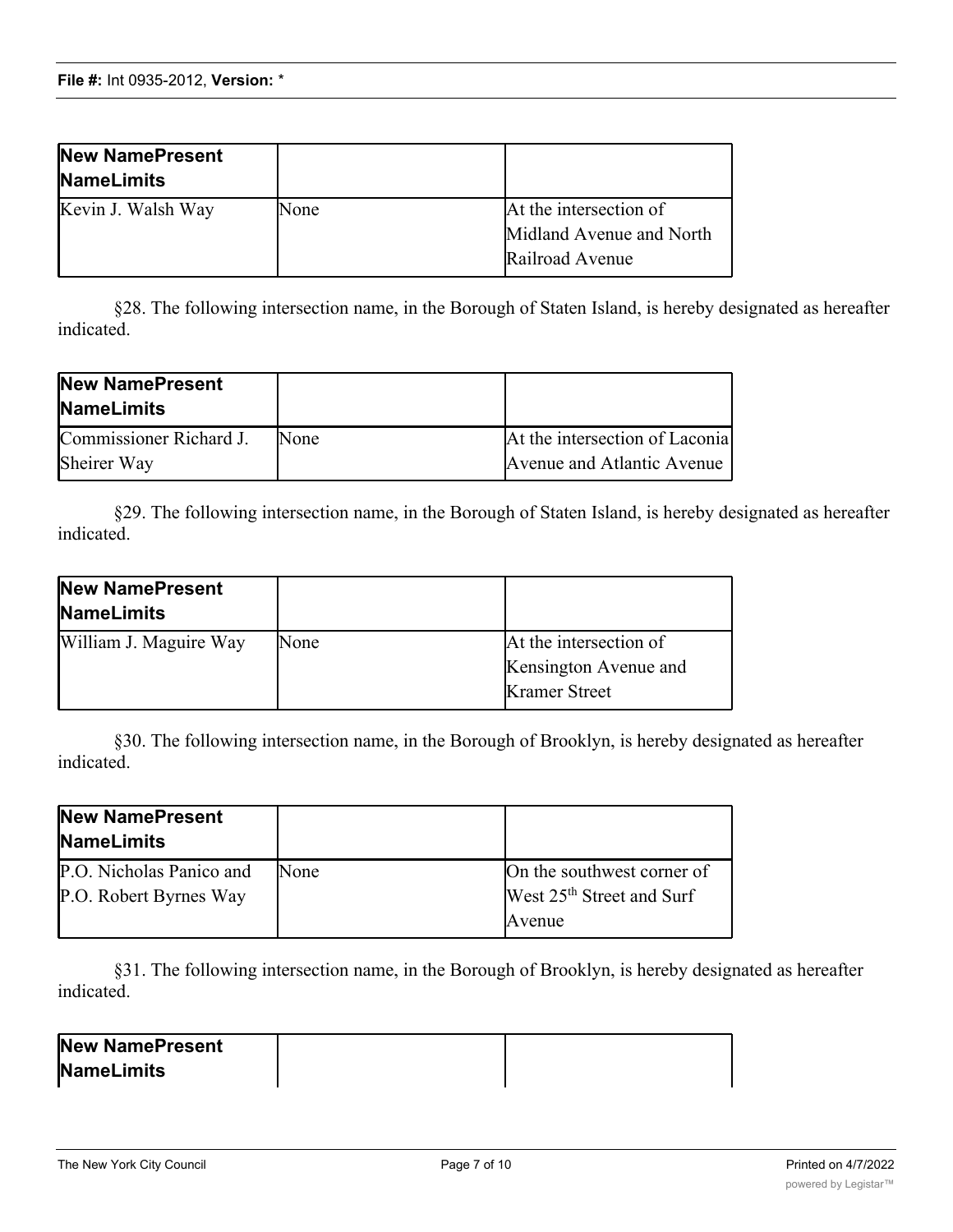| New NamePresent NameLimits | | |
|---|---|---|
| Kevin J. Walsh Way | None | At the intersection of Midland Avenue and North Railroad Avenue |

§28. The following intersection name, in the Borough of Staten Island, is hereby designated as hereafter indicated.

| New NamePresent NameLimits | | |
|---|---|---|
| Commissioner Richard J. Sheirer Way | None | At the intersection of Laconia Avenue and Atlantic Avenue |

§29. The following intersection name, in the Borough of Staten Island, is hereby designated as hereafter indicated.

| New NamePresent NameLimits | | |
|---|---|---|
| William J. Maguire Way | None | At the intersection of Kensington Avenue and Kramer Street |

§30. The following intersection name, in the Borough of Brooklyn, is hereby designated as hereafter indicated.

| New NamePresent NameLimits | | |
|---|---|---|
| P.O. Nicholas Panico and P.O. Robert Byrnes Way | None | On the southwest corner of West 25th Street and Surf Avenue |

§31. The following intersection name, in the Borough of Brooklyn, is hereby designated as hereafter indicated.

| New NamePresent NameLimits | | |
|---|---|---|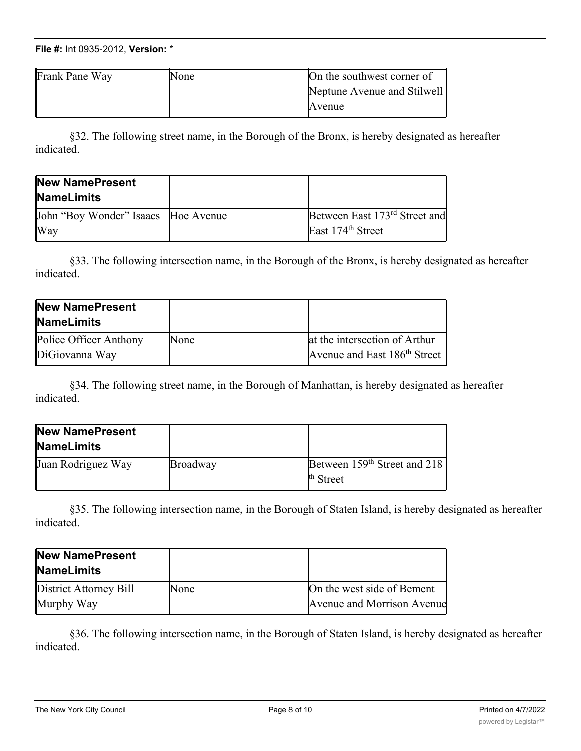| Frank Pane Way | None | On the southwest corner of Neptune Avenue and Stilwell Avenue |
| --- | --- | --- |

§32. The following street name, in the Borough of the Bronx, is hereby designated as hereafter indicated.

| New Name | Present Name | Limits |
| --- | --- | --- |
| John "Boy Wonder" Isaacs Way | Hoe Avenue | Between East 173rd Street and East 174th Street |

§33. The following intersection name, in the Borough of the Bronx, is hereby designated as hereafter indicated.

| New Name | Present Name | Limits |
| --- | --- | --- |
| Police Officer Anthony DiGiovanna Way | None | at the intersection of Arthur Avenue and East 186th Street |

§34. The following street name, in the Borough of Manhattan, is hereby designated as hereafter indicated.

| New Name | Present Name | Limits |
| --- | --- | --- |
| Juan Rodriguez Way | Broadway | Between 159th Street and 218th Street |

§35. The following intersection name, in the Borough of Staten Island, is hereby designated as hereafter indicated.

| New Name | Present Name | Limits |
| --- | --- | --- |
| District Attorney Bill Murphy Way | None | On the west side of Bement Avenue and Morrison Avenue |

§36. The following intersection name, in the Borough of Staten Island, is hereby designated as hereafter indicated.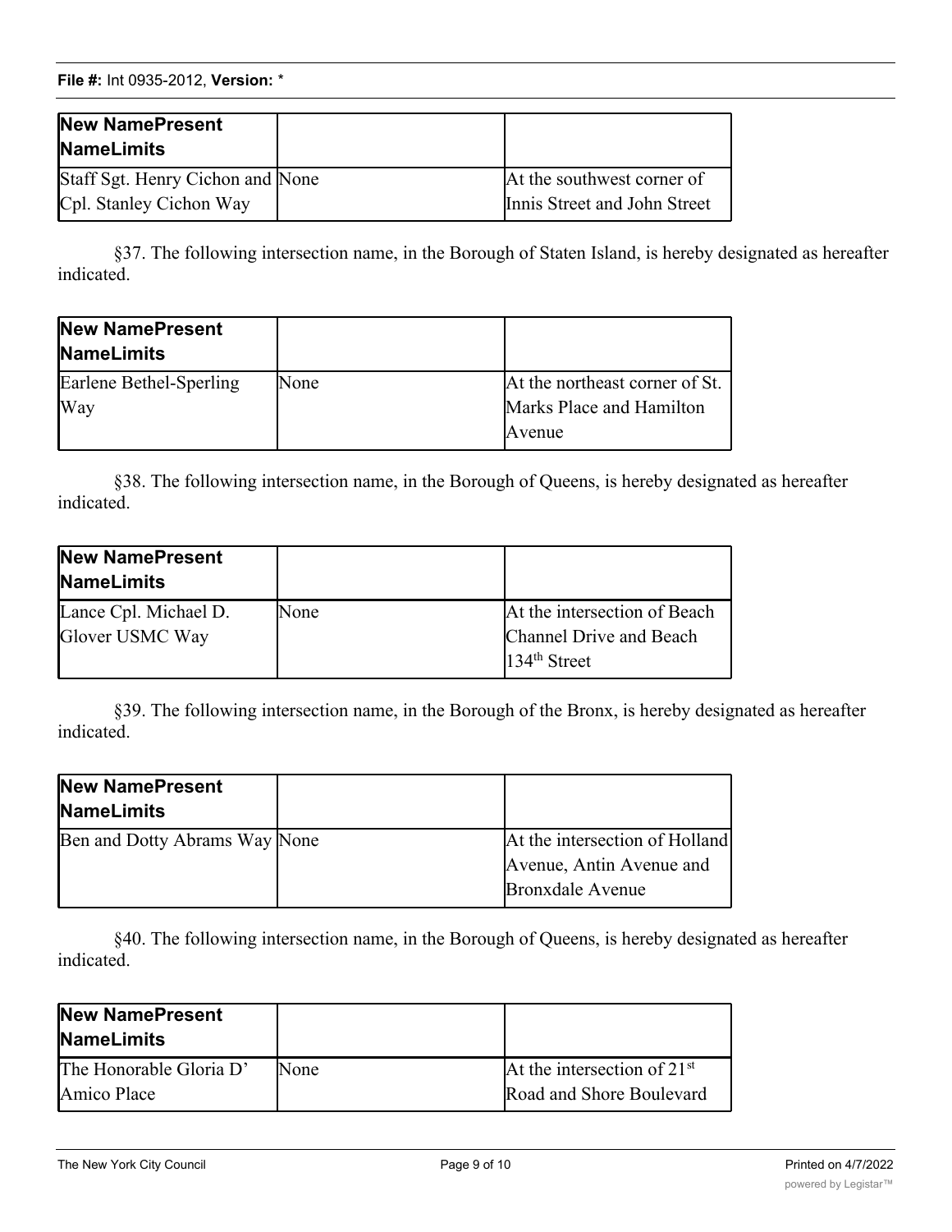| New Name | Present Name | Limits |
| --- | --- | --- |
| Staff Sgt. Henry Cichon and Cpl. Stanley Cichon Way | None | At the southwest corner of Innis Street and John Street |

§37. The following intersection name, in the Borough of Staten Island, is hereby designated as hereafter indicated.

| New Name | Present Name | Limits |
| --- | --- | --- |
| Earlene Bethel-Sperling Way | None | At the northeast corner of St. Marks Place and Hamilton Avenue |

§38. The following intersection name, in the Borough of Queens, is hereby designated as hereafter indicated.

| New Name | Present Name | Limits |
| --- | --- | --- |
| Lance Cpl. Michael D. Glover USMC Way | None | At the intersection of Beach Channel Drive and Beach 134th Street |

§39. The following intersection name, in the Borough of the Bronx, is hereby designated as hereafter indicated.

| New Name | Present Name | Limits |
| --- | --- | --- |
| Ben and Dotty Abrams Way | None | At the intersection of Holland Avenue, Antin Avenue and Bronxdale Avenue |

§40. The following intersection name, in the Borough of Queens, is hereby designated as hereafter indicated.

| New Name | Present Name | Limits |
| --- | --- | --- |
| The Honorable Gloria D' Amico Place | None | At the intersection of 21st Road and Shore Boulevard |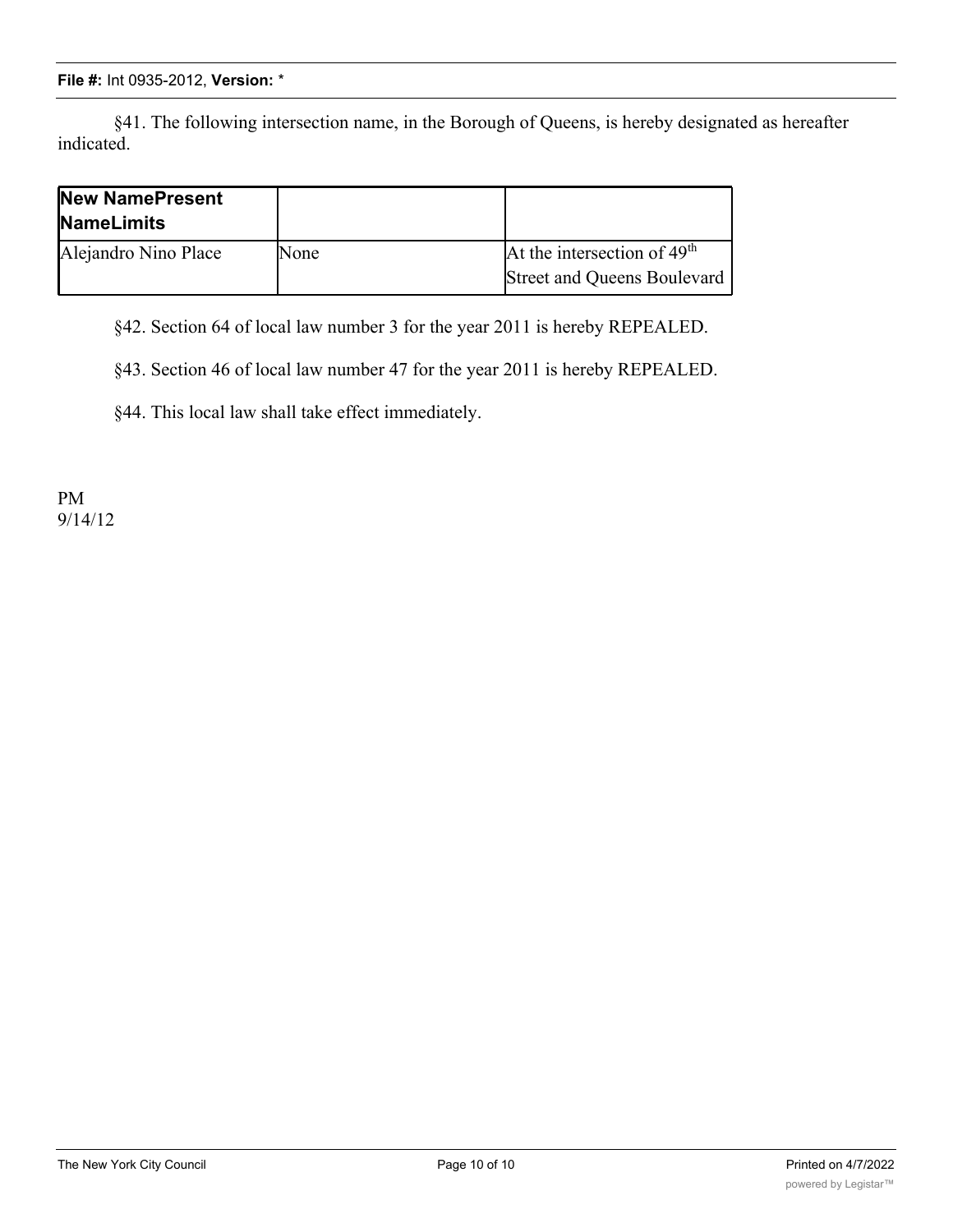§41. The following intersection name, in the Borough of Queens, is hereby designated as hereafter indicated.

| New NamePresent NameLimits | | |
| --- | --- | --- |
| Alejandro Nino Place | None | At the intersection of 49th Street and Queens Boulevard |

§42. Section 64 of local law number 3 for the year 2011 is hereby REPEALED.

§43. Section 46 of local law number 47 for the year 2011 is hereby REPEALED.

§44. This local law shall take effect immediately.

PM
9/14/12